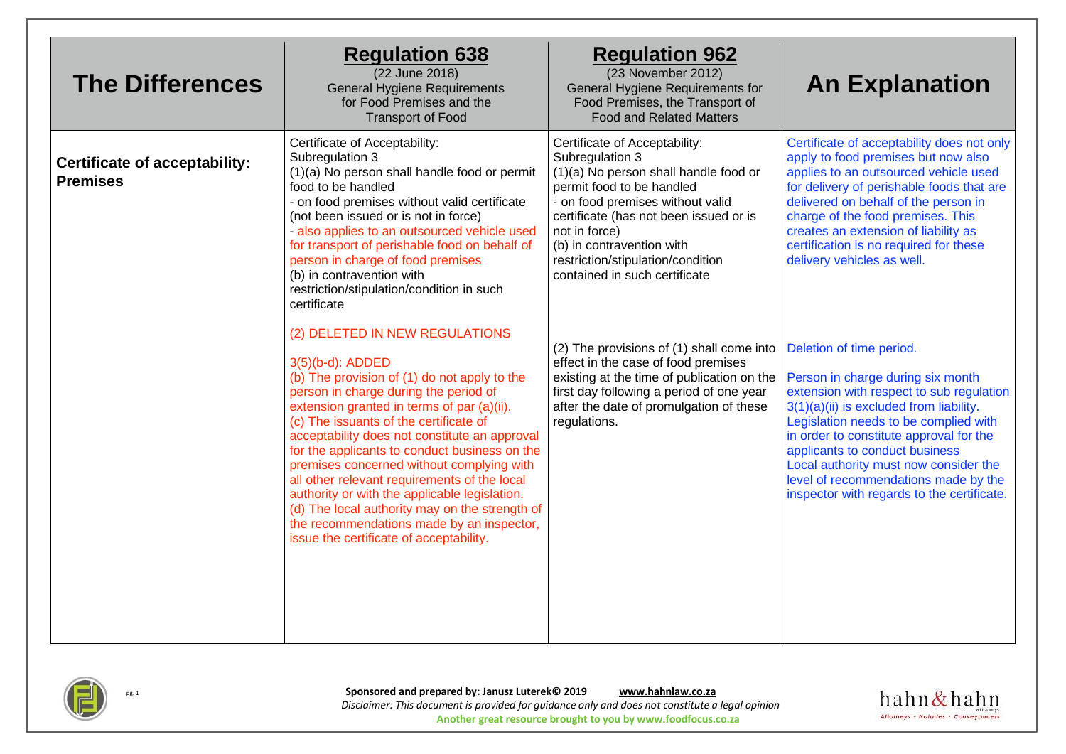| The Differences | Regulation 638 (22 June 2018) General Hygiene Requirements for Food Premises and the Transport of Food | Regulation 962 (23 November 2012) General Hygiene Requirements for Food Premises, the Transport of Food and Related Matters | An Explanation |
|---|---|---|---|
| **Certificate of acceptability: Premises** | Certificate of Acceptability: Subregulation 3<br>(1)(a) No person shall handle food or permit food to be handled<br>- on food premises without valid certificate (not been issued or is not in force)<br>- also applies to an outsourced vehicle used for transport of perishable food on behalf of person in charge of food premises<br>(b) in contravention with restriction/stipulation/condition in such certificate | Certificate of Acceptability: Subregulation 3<br>(1)(a) No person shall handle food or permit food to be handled<br>- on food premises without valid certificate (has not been issued or is not in force)<br>(b) in contravention with restriction/stipulation/condition contained in such certificate | Certificate of acceptability does not only apply to food premises but now also applies to an outsourced vehicle used for delivery of perishable foods that are delivered on behalf of the person in charge of the food premises. This creates an extension of liability as certification is no required for these delivery vehicles as well. |
| | (2) DELETED IN NEW REGULATIONS<br><br>3(5)(b-d): ADDED<br>(b) The provision of (1) do not apply to the person in charge during the period of extension granted in terms of par (a)(ii).<br>(c) The issuants of the certificate of acceptability does not constitute an approval for the applicants to conduct business on the premises concerned without complying with all other relevant requirements of the local authority or with the applicable legislation.<br>(d) The local authority may on the strength of the recommendations made by an inspector, issue the certificate of acceptability. | (2) The provisions of (1) shall come into effect in the case of food premises existing at the time of publication on the first day following a period of one year after the date of promulgation of these regulations. | Deletion of time period.<br><br>Person in charge during six month extension with respect to sub regulation 3(1)(a)(ii) is excluded from liability.<br>Legislation needs to be complied with in order to constitute approval for the applicants to conduct business<br>Local authority must now consider the level of recommendations made by the inspector with regards to the certificate. |

**Sponsored and prepared by: Janusz Luterek© 2019** **www.hahnlaw.co.za**

*Disclaimer: This document is provided for guidance only and does not constitute a legal opinion*

**Another great resource brought to you by www.foodfocus.co.za**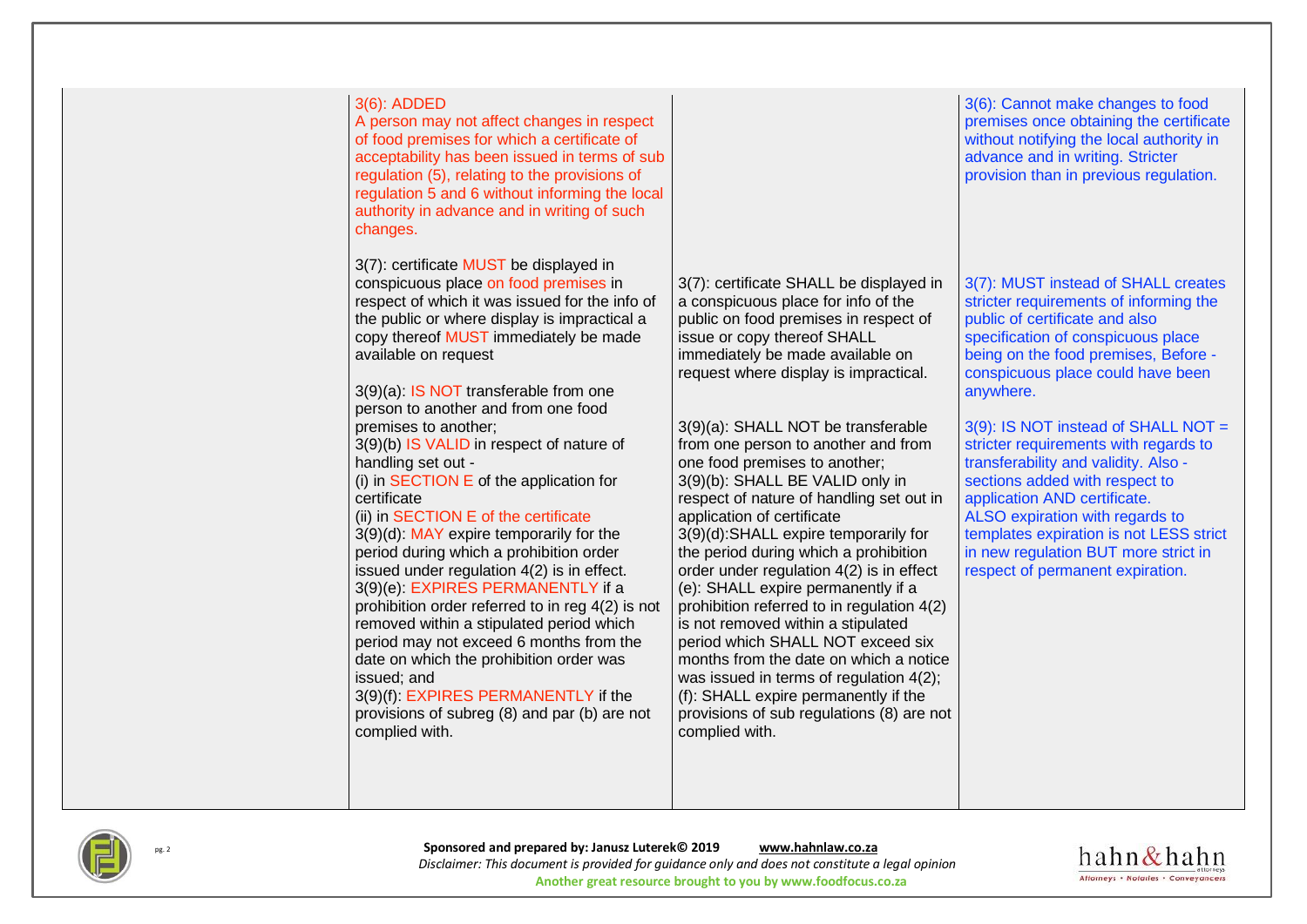| | | | |
|---|---|---|---|
| | 3(6): ADDED<br>A person may not affect changes in respect of food premises for which a certificate of acceptability has been issued in terms of sub regulation (5), relating to the provisions of regulation 5 and 6 without informing the local authority in advance and in writing of such changes.<br><br>3(7): certificate MUST be displayed in conspicuous place on food premises in respect of which it was issued for the info of the public or where display is impractical a copy thereof MUST immediately be made available on request<br><br>3(9)(a): IS NOT transferable from one person to another and from one food premises to another;<br>3(9)(b) IS VALID in respect of nature of handling set out -<br>(i) in SECTION E of the application for certificate<br>(ii) in SECTION E of the certificate<br>3(9)(d): MAY expire temporarily for the period during which a prohibition order issued under regulation 4(2) is in effect.<br>3(9)(e): EXPIRES PERMANENTLY if a prohibition order referred to in reg 4(2) is not removed within a stipulated period which period may not exceed 6 months from the date on which the prohibition order was issued; and<br>3(9)(f): EXPIRES PERMANENTLY if the provisions of subreg (8) and par (b) are not complied with. | 3(7): certificate SHALL be displayed in a conspicuous place for info of the public on food premises in respect of issue or copy thereof SHALL immediately be made available on request where display is impractical.<br><br>3(9)(a): SHALL NOT be transferable from one person to another and from one food premises to another;<br>3(9)(b): SHALL BE VALID only in respect of nature of handling set out in application of certificate<br>3(9)(d):SHALL expire temporarily for the period during which a prohibition order under regulation 4(2) is in effect<br>(e): SHALL expire permanently if a prohibition referred to in regulation 4(2) is not removed within a stipulated period which SHALL NOT exceed six months from the date on which a notice was issued in terms of regulation 4(2);<br>(f): SHALL expire permanently if the provisions of sub regulations (8) are not complied with. | 3(6): Cannot make changes to food premises once obtaining the certificate without notifying the local authority in advance and in writing. Stricter provision than in previous regulation.<br><br>3(7): MUST instead of SHALL creates stricter requirements of informing the public of certificate and also specification of conspicuous place being on the food premises, Before - conspicuous place could have been anywhere.<br><br>3(9): IS NOT instead of SHALL NOT = stricter requirements with regards to transferability and validity. Also - sections added with respect to application AND certificate.<br>ALSO expiration with regards to templates expiration is not LESS strict in new regulation BUT more strict in respect of permanent expiration. |

**Sponsored and prepared by: Janusz Luterek© 2019** www.hahnlaw.co.za

*Disclaimer: This document is provided for guidance only and does not constitute a legal opinion*

**Another great resource brought to you by www.foodfocus.co.za**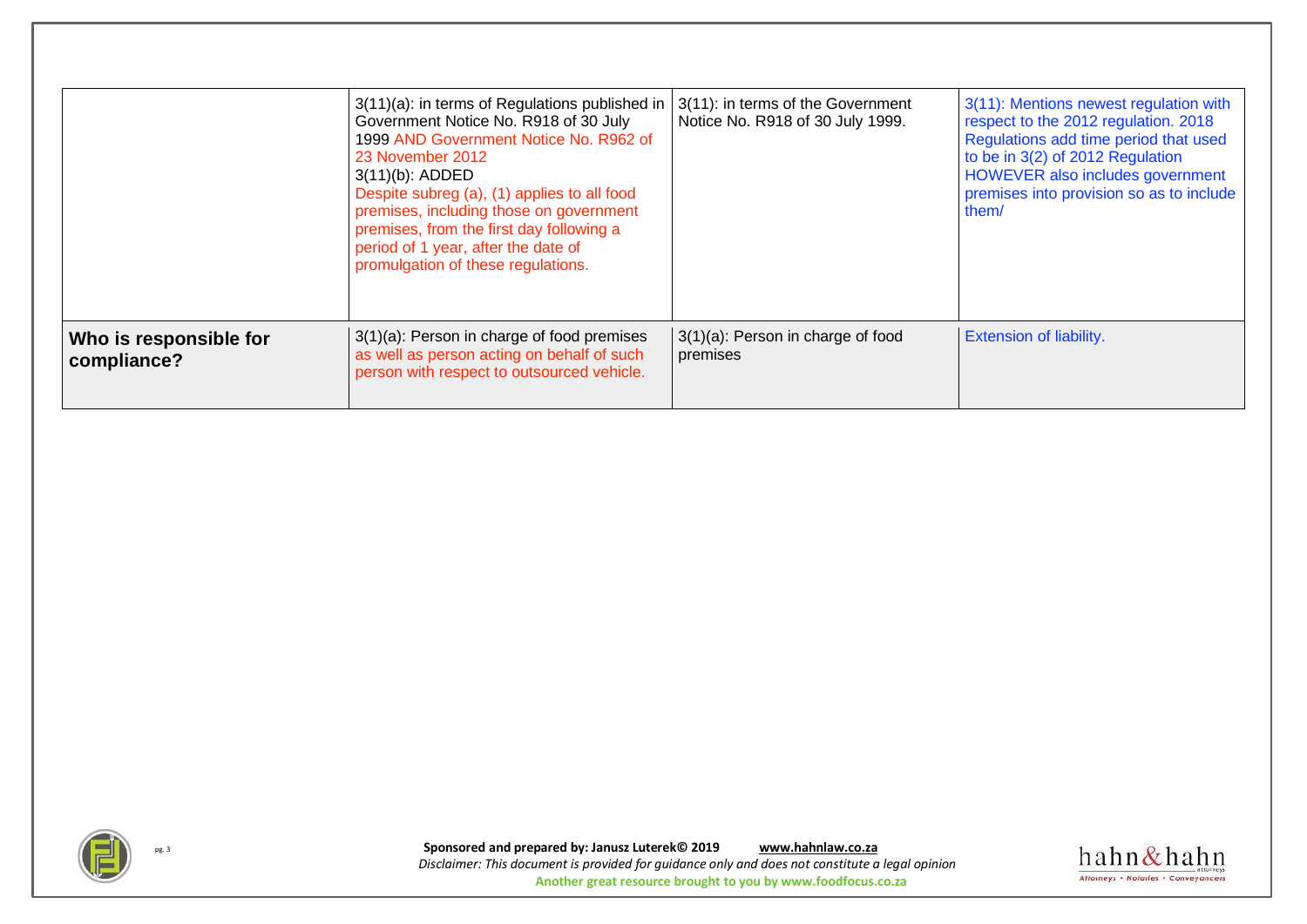| | | | |
|---|---|---|---|
| | 3(11)(a): in terms of Regulations published in Government Notice No. R918 of 30 July 1999 AND Government Notice No. R962 of 23 November 2012<br>3(11)(b): ADDED<br>Despite subreg (a), (1) applies to all food premises, including those on government premises, from the first day following a period of 1 year, after the date of promulgation of these regulations. | 3(11): in terms of the Government Notice No. R918 of 30 July 1999. | 3(11): Mentions newest regulation with respect to the 2012 regulation. 2018 Regulations add time period that used to be in 3(2) of 2012 Regulation HOWEVER also includes government premises into provision so as to include them/ |
| **Who is responsible for compliance?** | 3(1)(a): Person in charge of food premises as well as person acting on behalf of such person with respect to outsourced vehicle. | 3(1)(a): Person in charge of food premises | Extension of liability. |

**Sponsored and prepared by: Janusz Luterek© 2019** **www.hahnlaw.co.za**

*Disclaimer: This document is provided for guidance only and does not constitute a legal opinion*

**Another great resource brought to you by www.foodfocus.co.za**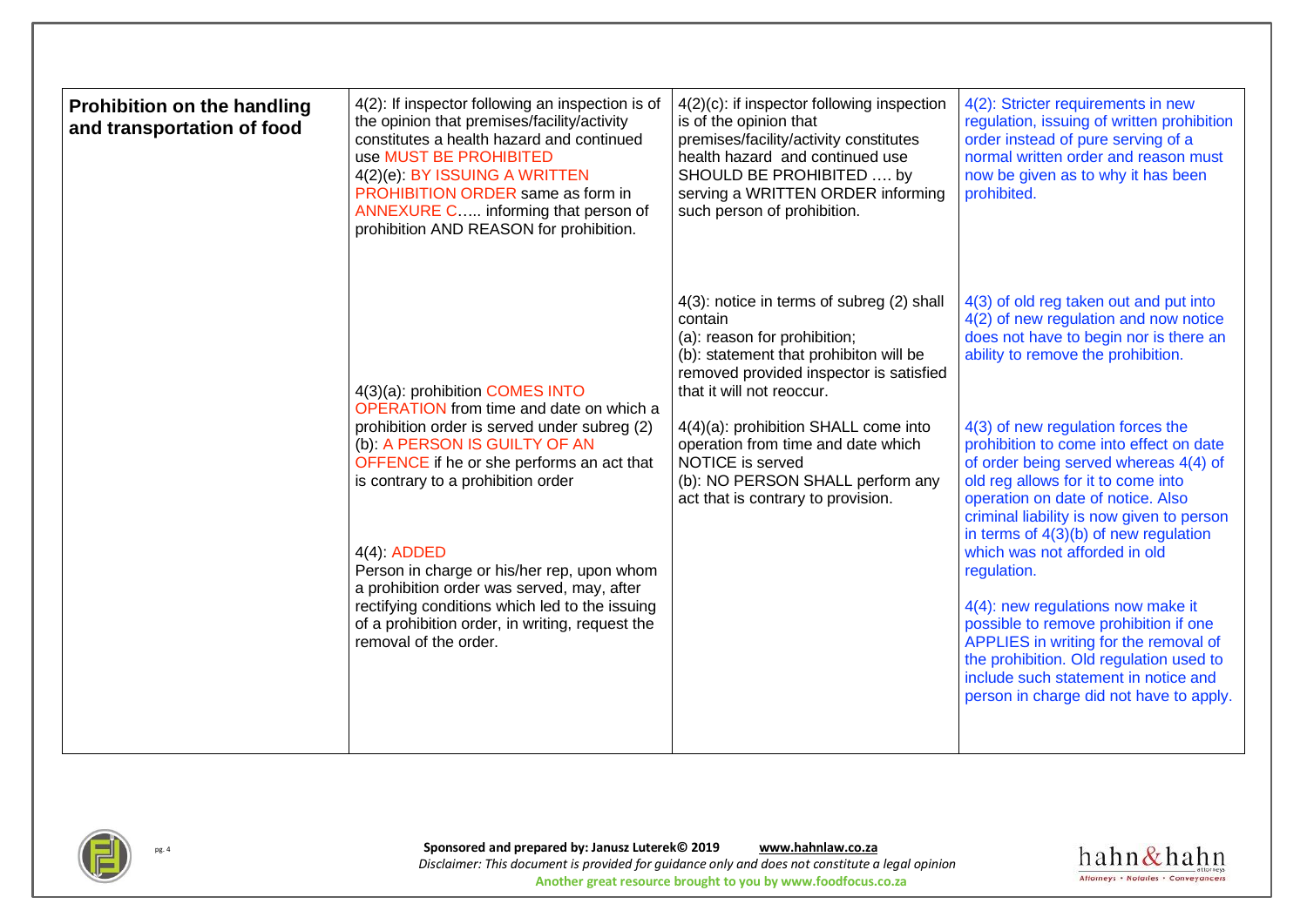| **Prohibition on the handling and transportation of food** | 4(2): If inspector following an inspection is of the opinion that premises/facility/activity constitutes a health hazard and continued use MUST BE PROHIBITED<br>4(2)(e): BY ISSUING A WRITTEN PROHIBITION ORDER same as form in ANNEXURE C….. informing that person of prohibition AND REASON for prohibition. | 4(2)(c): if inspector following inspection is of the opinion that premises/facility/activity constitutes health hazard and continued use SHOULD BE PROHIBITED …. by serving a WRITTEN ORDER informing such person of prohibition. | 4(2): Stricter requirements in new regulation, issuing of written prohibition order instead of pure serving of a normal written order and reason must now be given as to why it has been prohibited. |
|---|---|---|---|
| | | 4(3): notice in terms of subreg (2) shall contain<br>(a): reason for prohibition;<br>(b): statement that prohibiton will be removed provided inspector is satisfied that it will not reoccur. | 4(3) of old reg taken out and put into 4(2) of new regulation and now notice does not have to begin nor is there an ability to remove the prohibition. |
| | 4(3)(a): prohibition COMES INTO OPERATION from time and date on which a prohibition order is served under subreg (2)<br>(b): A PERSON IS GUILTY OF AN OFFENCE if he or she performs an act that is contrary to a prohibition order | 4(4)(a): prohibition SHALL come into operation from time and date which NOTICE is served<br>(b): NO PERSON SHALL perform any act that is contrary to provision. | 4(3) of new regulation forces the prohibition to come into effect on date of order being served whereas 4(4) of old reg allows for it to come into operation on date of notice. Also criminal liability is now given to person in terms of 4(3)(b) of new regulation which was not afforded in old regulation. |
| | 4(4): ADDED<br>Person in charge or his/her rep, upon whom a prohibition order was served, may, after rectifying conditions which led to the issuing of a prohibition order, in writing, request the removal of the order. | | 4(4): new regulations now make it possible to remove prohibition if one APPLIES in writing for the removal of the prohibition. Old regulation used to include such statement in notice and person in charge did not have to apply. |

**Sponsored and prepared by: Janusz Luterek© 2019** www.hahnlaw.co.za

*Disclaimer: This document is provided for guidance only and does not constitute a legal opinion*

**Another great resource brought to you by www.foodfocus.co.za**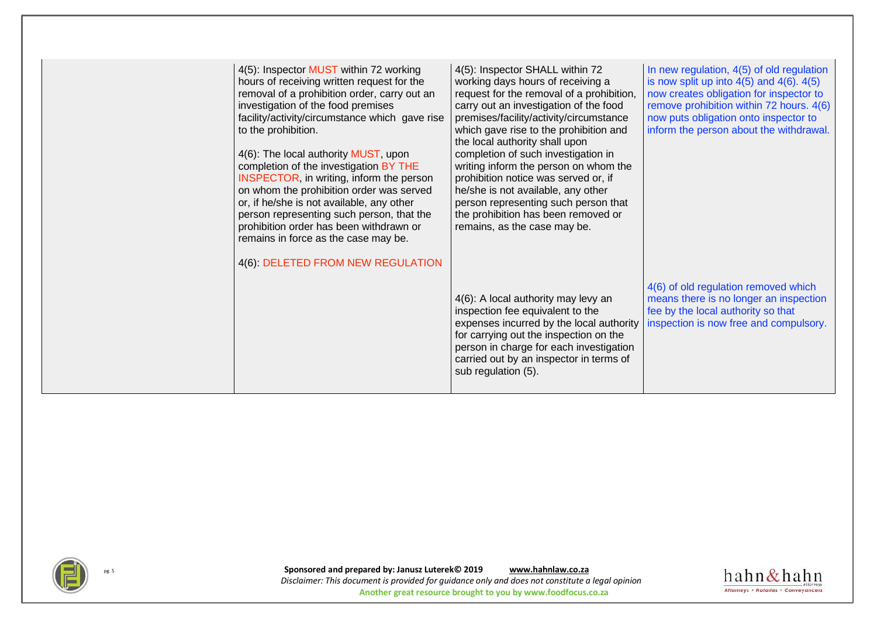| | | | |
|---|---|---|---|
| | 4(5): Inspector MUST within 72 working hours of receiving written request for the removal of a prohibition order, carry out an investigation of the food premises facility/activity/circumstance which gave rise to the prohibition.<br><br>4(6): The local authority MUST, upon completion of the investigation BY THE INSPECTOR, in writing, inform the person on whom the prohibition order was served or, if he/she is not available, any other person representing such person, that the prohibition order has been withdrawn or remains in force as the case may be.<br><br>4(6): DELETED FROM NEW REGULATION | 4(5): Inspector SHALL within 72 working days hours of receiving a request for the removal of a prohibition, carry out an investigation of the food premises/facility/activity/circumstance which gave rise to the prohibition and the local authority shall upon completion of such investigation in writing inform the person on whom the prohibition notice was served or, if he/she is not available, any other person representing such person that the prohibition has been removed or remains, as the case may be.<br><br>4(6): A local authority may levy an inspection fee equivalent to the expenses incurred by the local authority for carrying out the inspection on the person in charge for each investigation carried out by an inspector in terms of sub regulation (5). | In new regulation, 4(5) of old regulation is now split up into 4(5) and 4(6). 4(5) now creates obligation for inspector to remove prohibition within 72 hours. 4(6) now puts obligation onto inspector to inform the person about the withdrawal.<br><br>4(6) of old regulation removed which means there is no longer an inspection fee by the local authority so that inspection is now free and compulsory. |

**Sponsored and prepared by: Janusz Luterek© 2019** www.hahnlaw.co.za

*Disclaimer: This document is provided for guidance only and does not constitute a legal opinion*

**Another great resource brought to you by www.foodfocus.co.za**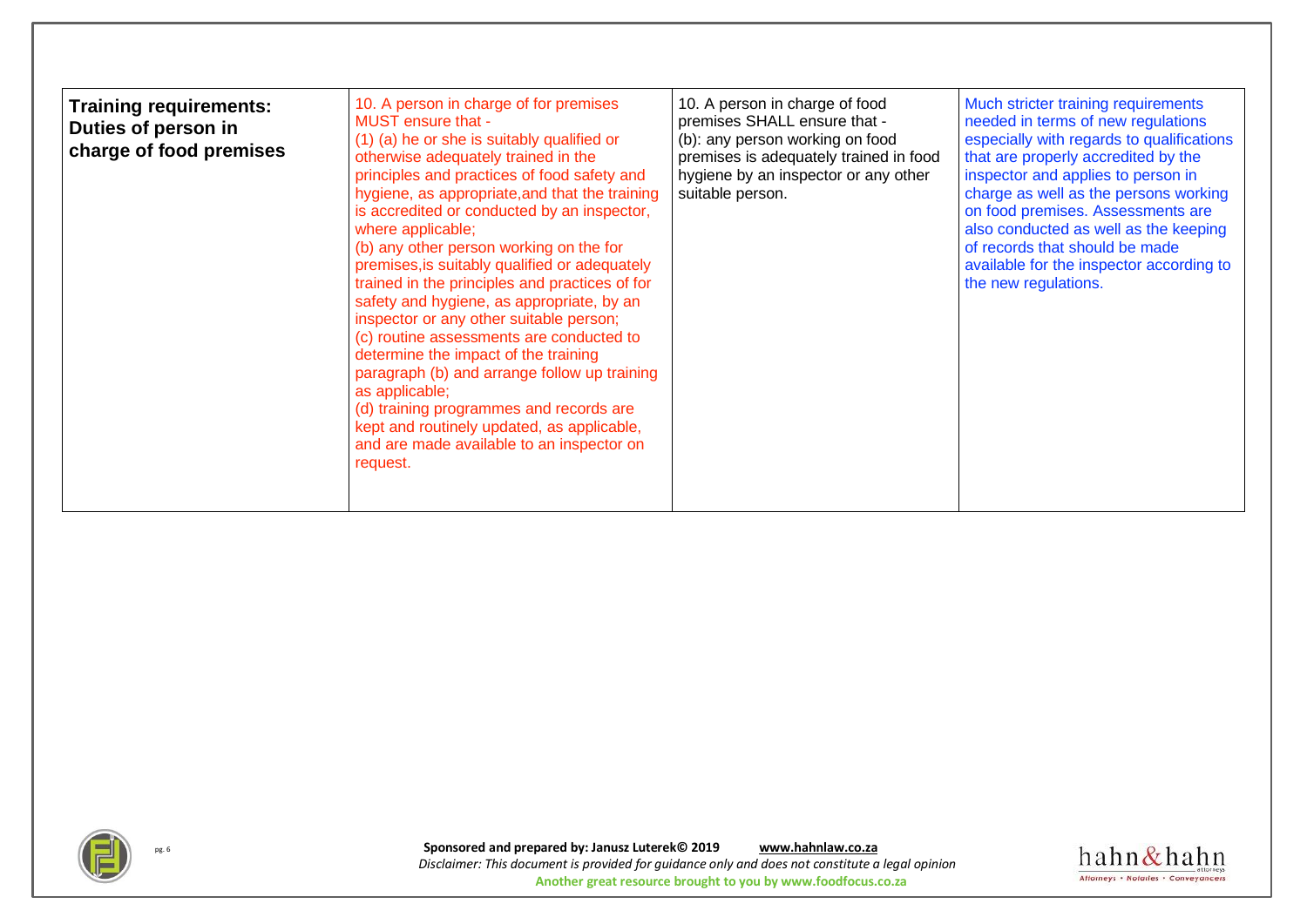| **Training requirements: Duties of person in charge of food premises** | 10. A person in charge of for premises MUST ensure that - (1) (a) he or she is suitably qualified or otherwise adequately trained in the principles and practices of food safety and hygiene, as appropriate,and that the training is accredited or conducted by an inspector, where applicable; (b) any other person working on the for premises,is suitably qualified or adequately trained in the principles and practices of for safety and hygiene, as appropriate, by an inspector or any other suitable person; (c) routine assessments are conducted to determine the impact of the training paragraph (b) and arrange follow up training as applicable; (d) training programmes and records are kept and routinely updated, as applicable, and are made available to an inspector on request. | 10. A person in charge of food premises SHALL ensure that - (b): any person working on food premises is adequately trained in food hygiene by an inspector or any other suitable person. | Much stricter training requirements needed in terms of new regulations especially with regards to qualifications that are properly accredited by the inspector and applies to person in charge as well as the persons working on food premises. Assessments are also conducted as well as the keeping of records that should be made available for the inspector according to the new regulations. |
|---|---|---|---|

**Sponsored and prepared by: Janusz Luterek© 2019** **www.hahnlaw.co.za**

*Disclaimer: This document is provided for guidance only and does not constitute a legal opinion*

**Another great resource brought to you by www.foodfocus.co.za**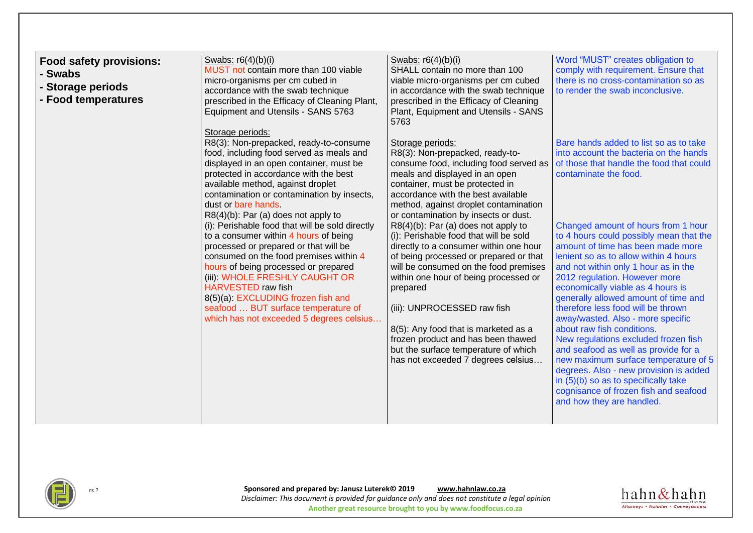| Food safety provisions: - Swabs - Storage periods - Food temperatures | Swabs: r6(4)(b)(i) MUST not contain more than 100 viable micro-organisms per cm cubed in accordance with the swab technique prescribed in the Efficacy of Cleaning Plant, Equipment and Utensils - SANS 5763<br><br>Storage periods:<br>R8(3): Non-prepacked, ready-to-consume food, including food served as meals and displayed in an open container, must be protected in accordance with the best available method, against droplet contamination or contamination by insects, dust or bare hands.<br>R8(4)(b): Par (a) does not apply to<br>(i): Perishable food that will be sold directly to a consumer within 4 hours of being processed or prepared or that will be consumed on the food premises within 4 hours of being processed or prepared<br>(iii): WHOLE FRESHLY CAUGHT OR HARVESTED raw fish<br>8(5)(a): EXCLUDING frozen fish and seafood … BUT surface temperature of which has not exceeded 5 degrees celsius… | Swabs: r6(4)(b)(i) SHALL contain no more than 100 viable micro-organisms per cm cubed in accordance with the swab technique prescribed in the Efficacy of Cleaning Plant, Equipment and Utensils - SANS 5763<br><br>Storage periods:<br>R8(3): Non-prepacked, ready-to-consume food, including food served as meals and displayed in an open container, must be protected in accordance with the best available method, against droplet contamination or contamination by insects or dust.<br>R8(4)(b): Par (a) does not apply to<br>(i): Perishable food that will be sold directly to a consumer within one hour of being processed or prepared or that will be consumed on the food premises within one hour of being processed or prepared<br><br>(iii): UNPROCESSED raw fish<br><br>8(5): Any food that is marketed as a frozen product and has been thawed but the surface temperature of which has not exceeded 7 degrees celsius… | Word "MUST" creates obligation to comply with requirement. Ensure that there is no cross-contamination so as to render the swab inconclusive.<br><br>Bare hands added to list so as to take into account the bacteria on the hands of those that handle the food that could contaminate the food.<br><br>Changed amount of hours from 1 hour to 4 hours could possibly mean that the amount of time has been made more lenient so as to allow within 4 hours and not within only 1 hour as in the 2012 regulation. However more economically viable as 4 hours is generally allowed amount of time and therefore less food will be thrown away/wasted. Also - more specific about raw fish conditions.<br>New regulations excluded frozen fish and seafood as well as provide for a new maximum surface temperature of 5 degrees. Also - new provision is added in (5)(b) so as to specifically take cognisance of frozen fish and seafood and how they are handled. |
|---|---|---|---|

**Sponsored and prepared by: Janusz Luterek© 2019** www.hahnlaw.co.za
*Disclaimer: This document is provided for guidance only and does not constitute a legal opinion*
**Another great resource brought to you by www.foodfocus.co.za**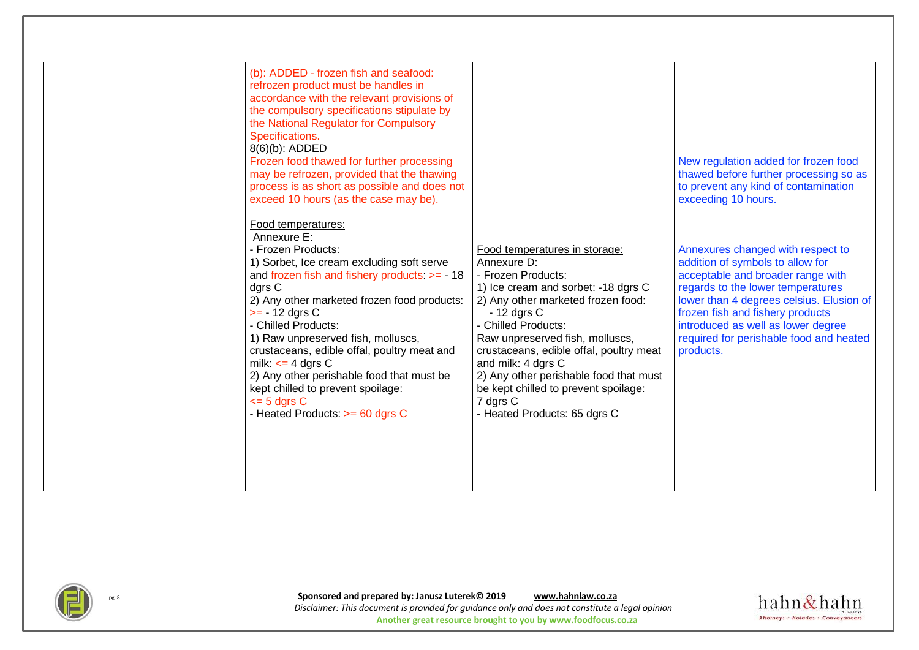| | | | |
|---|---|---|---|
| | (b): ADDED - frozen fish and seafood: refrozen product must be handles in accordance with the relevant provisions of the compulsory specifications stipulate by the National Regulator for Compulsory Specifications.<br>8(6)(b): ADDED<br>Frozen food thawed for further processing may be refrozen, provided that the thawing process is as short as possible and does not exceed 10 hours (as the case may be).<br><br>Food temperatures:<br>Annexure E:<br>- Frozen Products:<br>1) Sorbet, Ice cream excluding soft serve and frozen fish and fishery products: >= - 18 dgrs C<br>2) Any other marketed frozen food products: >= - 12 dgrs C<br>- Chilled Products:<br>1) Raw unpreserved fish, molluscs, crustaceans, edible offal, poultry meat and milk: <= 4 dgrs C<br>2) Any other perishable food that must be kept chilled to prevent spoilage: <= 5 dgrs C<br>- Heated Products: >= 60 dgrs C | Food temperatures in storage:<br>Annexure D:<br>- Frozen Products:<br>1) Ice cream and sorbet: -18 dgrs C<br>2) Any other marketed frozen food: - 12 dgrs C<br>- Chilled Products:<br>Raw unpreserved fish, molluscs, crustaceans, edible offal, poultry meat and milk: 4 dgrs C<br>2) Any other perishable food that must be kept chilled to prevent spoilage: 7 dgrs C<br>- Heated Products: 65 dgrs C | New regulation added for frozen food thawed before further processing so as to prevent any kind of contamination exceeding 10 hours.<br><br>Annexures changed with respect to addition of symbols to allow for acceptable and broader range with regards to the lower temperatures lower than 4 degrees celsius. Elusion of frozen fish and fishery products introduced as well as lower degree required for perishable food and heated products. |

**Sponsored and prepared by: Janusz Luterek© 2019** www.hahnlaw.co.za

*Disclaimer: This document is provided for guidance only and does not constitute a legal opinion*

**Another great resource brought to you by www.foodfocus.co.za**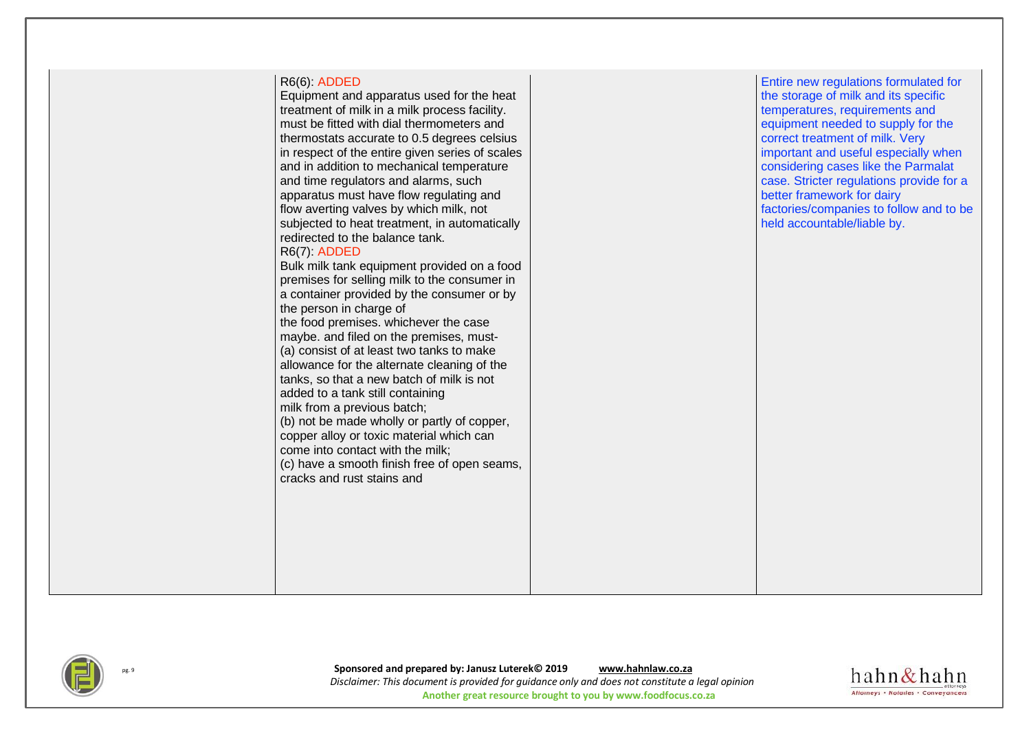| | | | |
|---|---|---|---|
| | R6(6): ADDED<br>Equipment and apparatus used for the heat treatment of milk in a milk process facility. must be fitted with dial thermometers and thermostats accurate to 0.5 degrees celsius in respect of the entire given series of scales and in addition to mechanical temperature and time regulators and alarms, such apparatus must have flow regulating and flow averting valves by which milk, not subjected to heat treatment, in automatically redirected to the balance tank.<br>R6(7): ADDED<br>Bulk milk tank equipment provided on a food premises for selling milk to the consumer in a container provided by the consumer or by the person in charge of the food premises. whichever the case maybe. and filed on the premises, must-<br>(a) consist of at least two tanks to make allowance for the alternate cleaning of the tanks, so that a new batch of milk is not added to a tank still containing milk from a previous batch;<br>(b) not be made wholly or partly of copper, copper alloy or toxic material which can come into contact with the milk;<br>(c) have a smooth finish free of open seams, cracks and rust stains and | | Entire new regulations formulated for the storage of milk and its specific temperatures, requirements and equipment needed to supply for the correct treatment of milk. Very important and useful especially when considering cases like the Parmalat case. Stricter regulations provide for a better framework for dairy factories/companies to follow and to be held accountable/liable by. |

**Sponsored and prepared by: Janusz Luterek© 2019** www.hahnlaw.co.za
*Disclaimer: This document is provided for guidance only and does not constitute a legal opinion*
**Another great resource brought to you by www.foodfocus.co.za**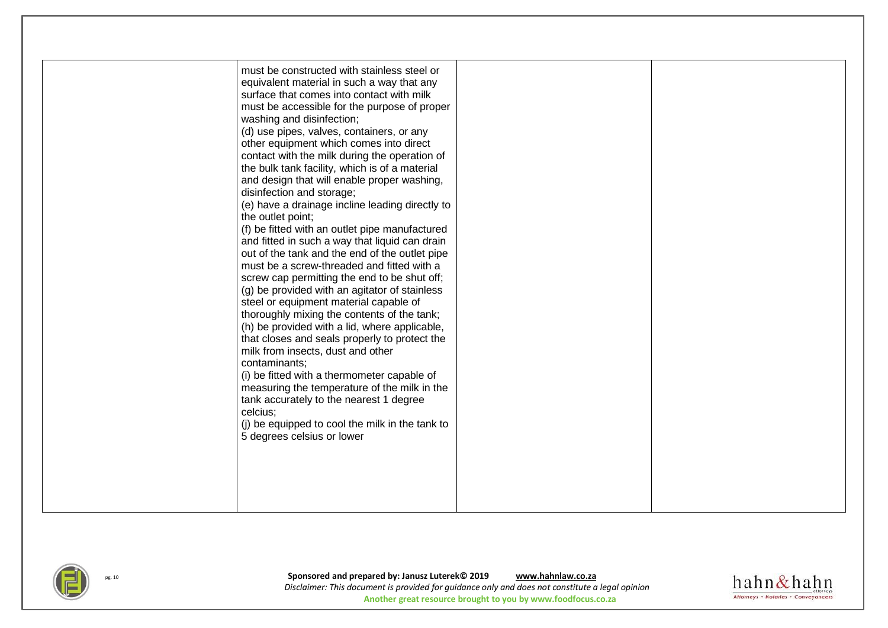|  |  |  |  |
|---|---|---|---|
|  | must be constructed with stainless steel or equivalent material in such a way that any surface that comes into contact with milk must be accessible for the purpose of proper washing and disinfection;<br>(d) use pipes, valves, containers, or any other equipment which comes into direct contact with the milk during the operation of the bulk tank facility, which is of a material and design that will enable proper washing, disinfection and storage;<br>(e) have a drainage incline leading directly to the outlet point;<br>(f) be fitted with an outlet pipe manufactured and fitted in such a way that liquid can drain out of the tank and the end of the outlet pipe must be a screw-threaded and fitted with a screw cap permitting the end to be shut off;<br>(g) be provided with an agitator of stainless steel or equipment material capable of thoroughly mixing the contents of the tank;<br>(h) be provided with a lid, where applicable, that closes and seals properly to protect the milk from insects, dust and other contaminants;<br>(i) be fitted with a thermometer capable of measuring the temperature of the milk in the tank accurately to the nearest 1 degree celcius;<br>(j) be equipped to cool the milk in the tank to 5 degrees celsius or lower |  |  |

**Sponsored and prepared by: Janusz Luterek© 2019** www.hahnlaw.co.za
*Disclaimer: This document is provided for guidance only and does not constitute a legal opinion*
**Another great resource brought to you by www.foodfocus.co.za**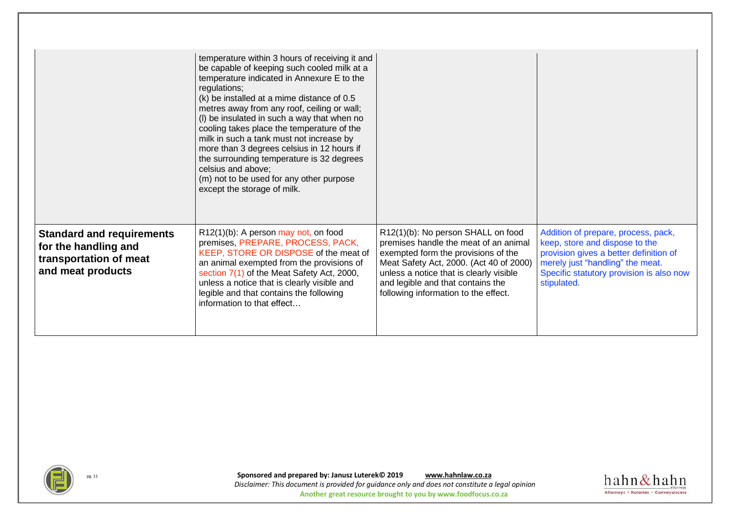| | | | |
|---|---|---|---|
| | temperature within 3 hours of receiving it and be capable of keeping such cooled milk at a temperature indicated in Annexure E to the regulations;<br>(k) be installed at a mime distance of 0.5 metres away from any roof, ceiling or wall;<br>(l) be insulated in such a way that when no cooling takes place the temperature of the milk in such a tank must not increase by more than 3 degrees celsius in 12 hours if the surrounding temperature is 32 degrees celsius and above;<br>(m) not to be used for any other purpose except the storage of milk. | | |
| **Standard and requirements for the handling and transportation of meat and meat products** | R12(1)(b): A person may not, on food premises, PREPARE, PROCESS, PACK, KEEP, STORE OR DISPOSE of the meat of an animal exempted from the provisions of section 7(1) of the Meat Safety Act, 2000, unless a notice that is clearly visible and legible and that contains the following information to that effect… | R12(1)(b): No person SHALL on food premises handle the meat of an animal exempted form the provisions of the Meat Safety Act, 2000. (Act 40 of 2000) unless a notice that is clearly visible and legible and that contains the following information to the effect. | Addition of prepare, process, pack, keep, store and dispose to the provision gives a better definition of merely just "handling" the meat. Specific statutory provision is also now stipulated. |

**Sponsored and prepared by: Janusz Luterek© 2019** **www.hahnlaw.co.za**

*Disclaimer: This document is provided for guidance only and does not constitute a legal opinion*

**Another great resource brought to you by www.foodfocus.co.za**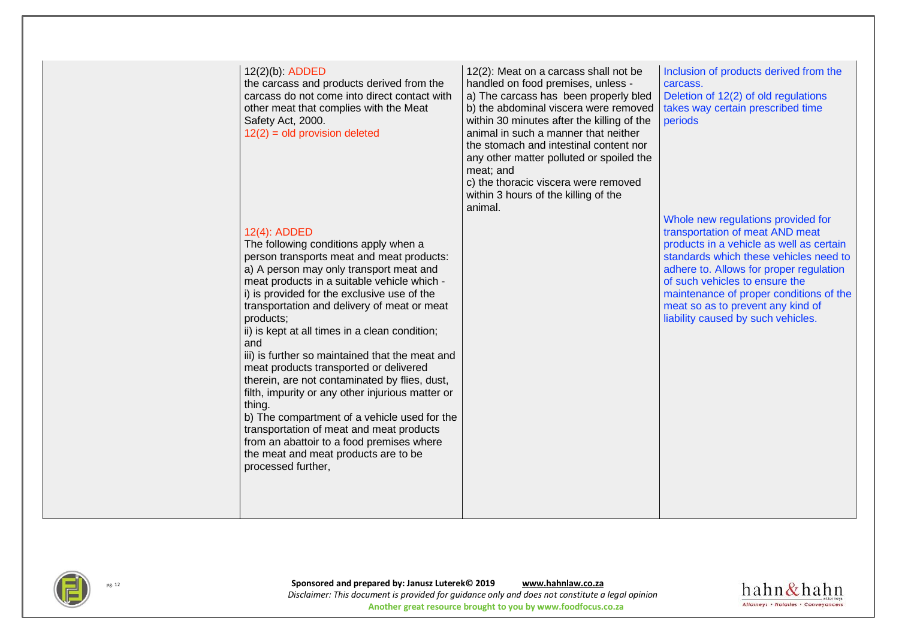|  | 12(2)(b): ADDED<br>the carcass and products derived from the carcass do not come into direct contact with other meat that complies with the Meat Safety Act, 2000.<br>12(2) = old provision deleted<br><br>12(4): ADDED<br>The following conditions apply when a person transports meat and meat products:<br>a) A person may only transport meat and meat products in a suitable vehicle which -<br>i) is provided for the exclusive use of the transportation and delivery of meat or meat products;<br>ii) is kept at all times in a clean condition; and<br>iii) is further so maintained that the meat and meat products transported or delivered therein, are not contaminated by flies, dust, filth, impurity or any other injurious matter or thing.<br>b) The compartment of a vehicle used for the transportation of meat and meat products from an abattoir to a food premises where the meat and meat products are to be processed further, | 12(2): Meat on a carcass shall not be handled on food premises, unless -<br>a) The carcass has been properly bled<br>b) the abdominal viscera were removed within 30 minutes after the killing of the animal in such a manner that neither the stomach and intestinal content nor any other matter polluted or spoiled the meat; and<br>c) the thoracic viscera were removed within 3 hours of the killing of the animal. | Inclusion of products derived from the carcass.<br>Deletion of 12(2) of old regulations takes way certain prescribed time periods<br><br>Whole new regulations provided for transportation of meat AND meat products in a vehicle as well as certain standards which these vehicles need to adhere to. Allows for proper regulation of such vehicles to ensure the maintenance of proper conditions of the meat so as to prevent any kind of liability caused by such vehicles. |
|---|---|---|---|

**Sponsored and prepared by: Janusz Luterek© 2019** **www.hahnlaw.co.za**

*Disclaimer: This document is provided for guidance only and does not constitute a legal opinion*

**Another great resource brought to you by www.foodfocus.co.za**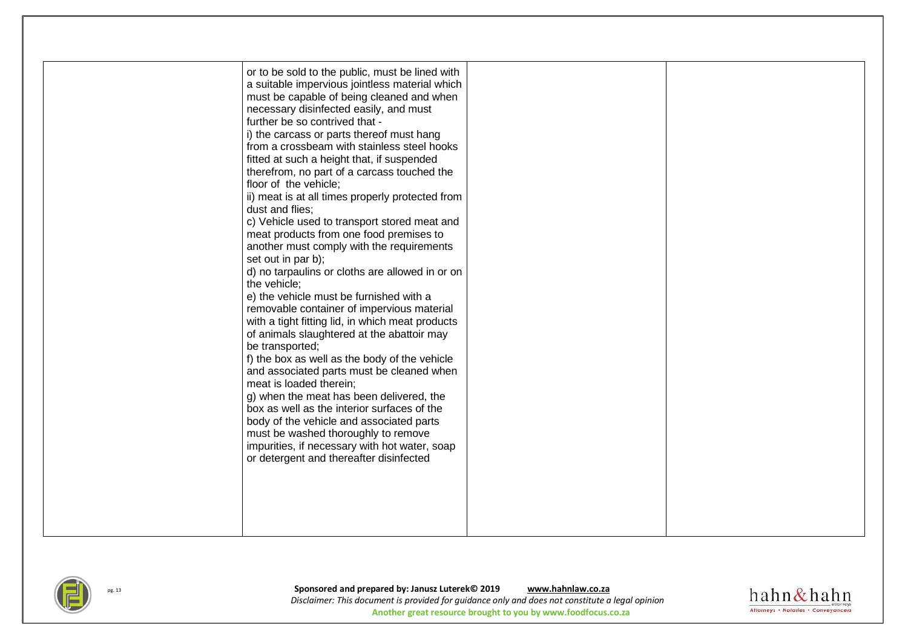|  |  |  |  |
|---|---|---|---|
|  | or to be sold to the public, must be lined with a suitable impervious jointless material which must be capable of being cleaned and when necessary disinfected easily, and must further be so contrived that -<br>i) the carcass or parts thereof must hang from a crossbeam with stainless steel hooks fitted at such a height that, if suspended therefrom, no part of a carcass touched the floor of the vehicle;<br>ii) meat is at all times properly protected from dust and flies;<br>c) Vehicle used to transport stored meat and meat products from one food premises to another must comply with the requirements set out in par b);<br>d) no tarpaulins or cloths are allowed in or on the vehicle;<br>e) the vehicle must be furnished with a removable container of impervious material with a tight fitting lid, in which meat products of animals slaughtered at the abattoir may be transported;<br>f) the box as well as the body of the vehicle and associated parts must be cleaned when meat is loaded therein;<br>g) when the meat has been delivered, the box as well as the interior surfaces of the body of the vehicle and associated parts must be washed thoroughly to remove impurities, if necessary with hot water, soap or detergent and thereafter disinfected |  |  |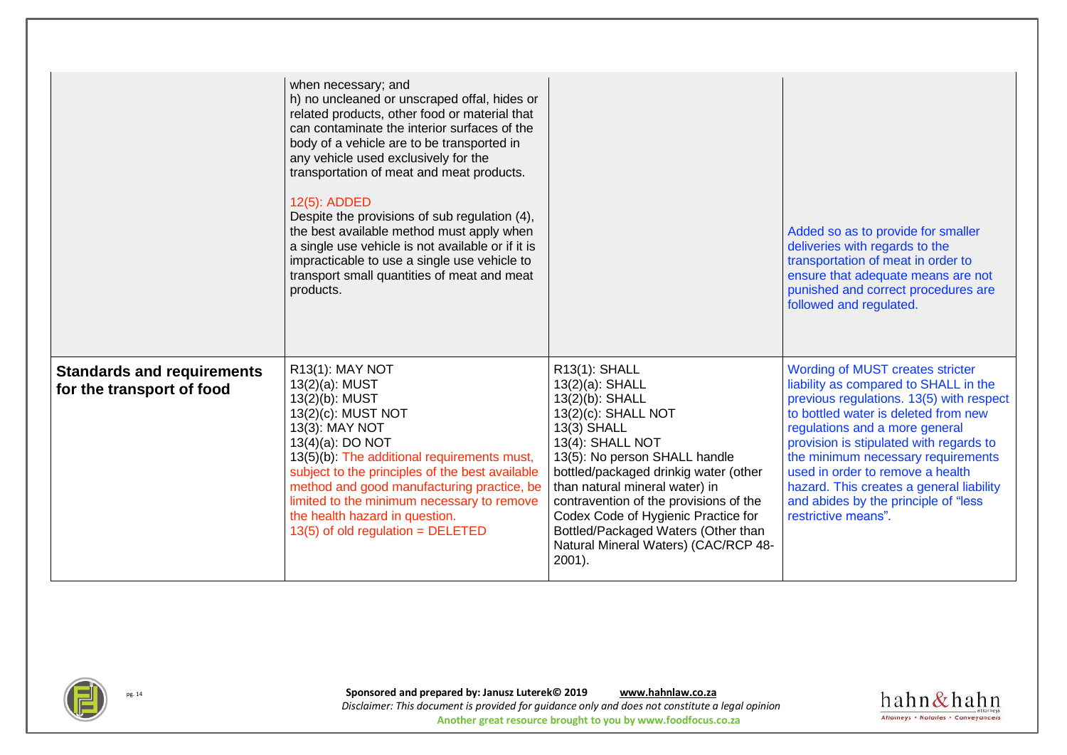| | | | |
|---|---|---|---|
| | when necessary; and<br>h) no uncleaned or unscraped offal, hides or related products, other food or material that can contaminate the interior surfaces of the body of a vehicle are to be transported in any vehicle used exclusively for the transportation of meat and meat products.<br><br>12(5): ADDED<br>Despite the provisions of sub regulation (4), the best available method must apply when a single use vehicle is not available or if it is impracticable to use a single use vehicle to transport small quantities of meat and meat products. | | Added so as to provide for smaller deliveries with regards to the transportation of meat in order to ensure that adequate means are not punished and correct procedures are followed and regulated. |
| **Standards and requirements for the transport of food** | R13(1): MAY NOT<br>13(2)(a): MUST<br>13(2)(b): MUST<br>13(2)(c): MUST NOT<br>13(3): MAY NOT<br>13(4)(a): DO NOT<br>13(5)(b): The additional requirements must, subject to the principles of the best available method and good manufacturing practice, be limited to the minimum necessary to remove the health hazard in question.<br>13(5) of old regulation = DELETED | R13(1): SHALL<br>13(2)(a): SHALL<br>13(2)(b): SHALL<br>13(2)(c): SHALL NOT<br>13(3) SHALL<br>13(4): SHALL NOT<br>13(5): No person SHALL handle bottled/packaged drinkig water (other than natural mineral water) in contravention of the provisions of the Codex Code of Hygienic Practice for Bottled/Packaged Waters (Other than Natural Mineral Waters) (CAC/RCP 48-2001). | Wording of MUST creates stricter liability as compared to SHALL in the previous regulations. 13(5) with respect to bottled water is deleted from new regulations and a more general provision is stipulated with regards to the minimum necessary requirements used in order to remove a health hazard. This creates a general liability and abides by the principle of "less restrictive means". |

**Sponsored and prepared by: Janusz Luterek© 2019** **www.hahnlaw.co.za**
*Disclaimer: This document is provided for guidance only and does not constitute a legal opinion*
**Another great resource brought to you by www.foodfocus.co.za**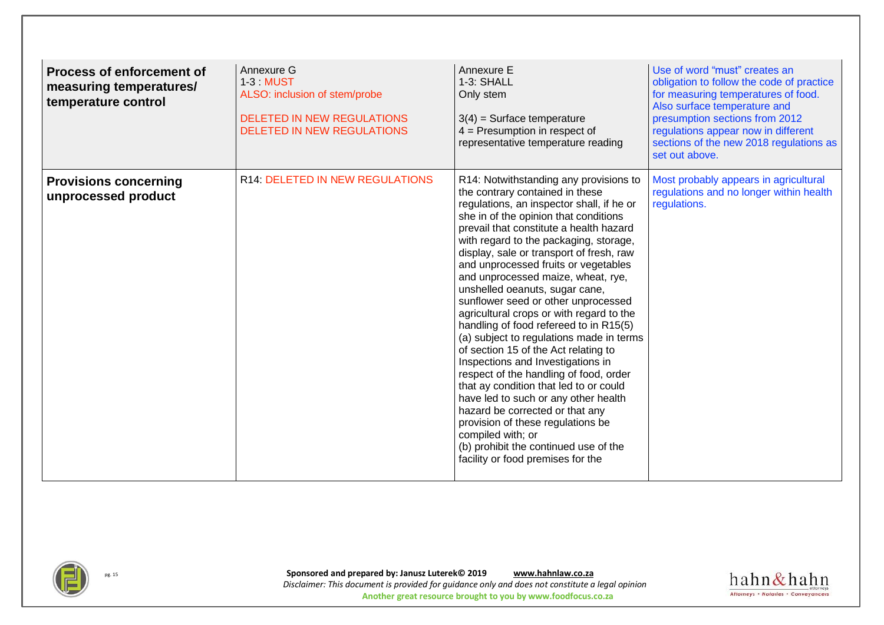| **Process of enforcement of measuring temperatures/ temperature control** | Annexure G<br>1-3 : MUST<br>ALSO: inclusion of stem/probe<br><br>DELETED IN NEW REGULATIONS<br>DELETED IN NEW REGULATIONS | Annexure E<br>1-3: SHALL<br>Only stem<br><br>3(4) = Surface temperature<br>4 = Presumption in respect of representative temperature reading | Use of word "must" creates an obligation to follow the code of practice for measuring temperatures of food. Also surface temperature and presumption sections from 2012 regulations appear now in different sections of the new 2018 regulations as set out above. |
|---|---|---|---|
| **Provisions concerning unprocessed product** | R14: DELETED IN NEW REGULATIONS | R14: Notwithstanding any provisions to the contrary contained in these regulations, an inspector shall, if he or she in of the opinion that conditions prevail that constitute a health hazard with regard to the packaging, storage, display, sale or transport of fresh, raw and unprocessed fruits or vegetables and unprocessed maize, wheat, rye, unshelled oeanuts, sugar cane, sunflower seed or other unprocessed agricultural crops or with regard to the handling of food refereed to in R15(5) (a) subject to regulations made in terms of section 15 of the Act relating to Inspections and Investigations in respect of the handling of food, order that ay condition that led to or could have led to such or any other health hazard be corrected or that any provision of these regulations be compiled with; or<br>(b) prohibit the continued use of the facility or food premises for the | Most probably appears in agricultural regulations and no longer within health regulations. |

**Sponsored and prepared by: Janusz Luterek© 2019** www.hahnlaw.co.za

*Disclaimer: This document is provided for guidance only and does not constitute a legal opinion*

**Another great resource brought to you by www.foodfocus.co.za**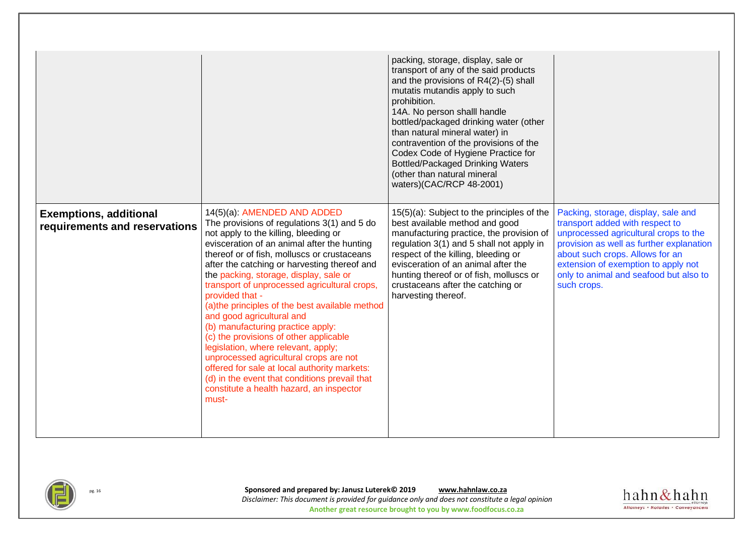| | | | |
|---|---|---|---|
| | | packing, storage, display, sale or transport of any of the said products and the provisions of R4(2)-(5) shall mutatis mutandis apply to such prohibition.<br>14A. No person shalll handle bottled/packaged drinking water (other than natural mineral water) in contravention of the provisions of the Codex Code of Hygiene Practice for Bottled/Packaged Drinking Waters (other than natural mineral waters)(CAC/RCP 48-2001) | |
| **Exemptions, additional requirements and reservations** | 14(5)(a): AMENDED AND ADDED<br>The provisions of regulations 3(1) and 5 do not apply to the killing, bleeding or evisceration of an animal after the hunting thereof or of fish, molluscs or crustaceans after the catching or harvesting thereof and the packing, storage, display, sale or transport of unprocessed agricultural crops, provided that -<br>(a)the principles of the best available method and good agricultural and<br>(b) manufacturing practice apply:<br>(c) the provisions of other applicable legislation, where relevant, apply;<br>unprocessed agricultural crops are not offered for sale at local authority markets:<br>(d) in the event that conditions prevail that constitute a health hazard, an inspector must- | 15(5)(a): Subject to the principles of the best available method and good manufacturing practice, the provision of regulation 3(1) and 5 shall not apply in respect of the killing, bleeding or evisceration of an animal after the hunting thereof or of fish, molluscs or crustaceans after the catching or harvesting thereof. | Packing, storage, display, sale and transport added with respect to unprocessed agricultural crops to the provision as well as further explanation about such crops. Allows for an extension of exemption to apply not only to animal and seafood but also to such crops. |

**Sponsored and prepared by: Janusz Luterek© 2019** www.hahnlaw.co.za
*Disclaimer: This document is provided for guidance only and does not constitute a legal opinion*
**Another great resource brought to you by www.foodfocus.co.za**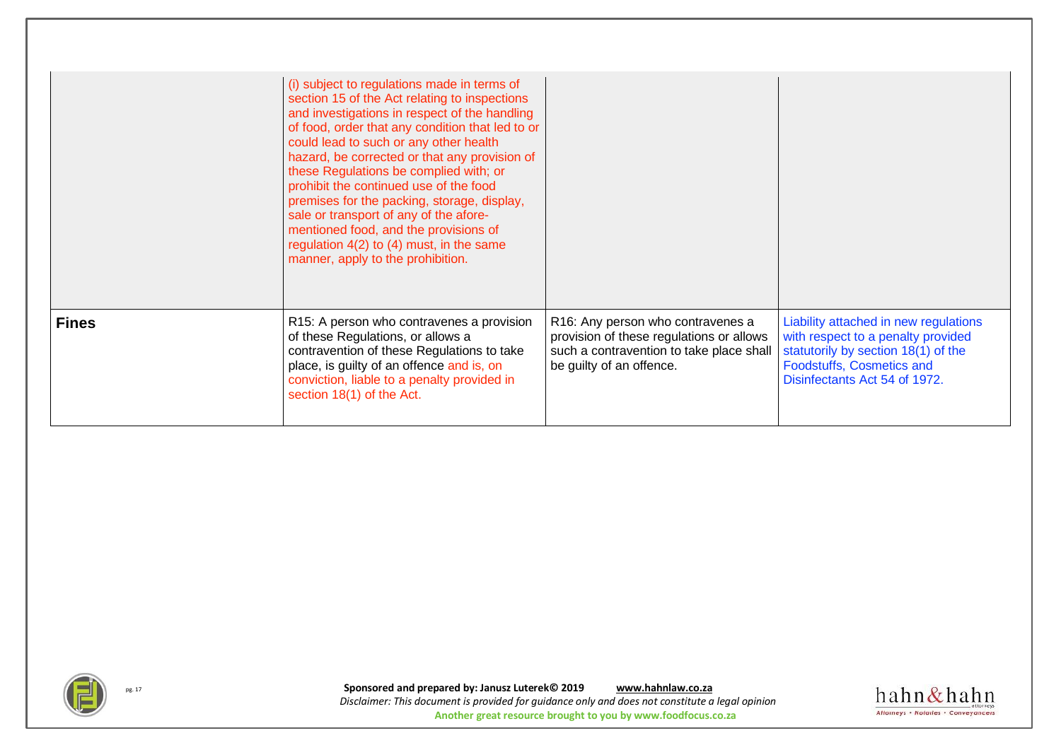| | | | |
|---|---|---|---|
| | (i) subject to regulations made in terms of section 15 of the Act relating to inspections and investigations in respect of the handling of food, order that any condition that led to or could lead to such or any other health hazard, be corrected or that any provision of these Regulations be complied with; or prohibit the continued use of the food premises for the packing, storage, display, sale or transport of any of the afore-mentioned food, and the provisions of regulation 4(2) to (4) must, in the same manner, apply to the prohibition. | | |
| **Fines** | R15: A person who contravenes a provision of these Regulations, or allows a contravention of these Regulations to take place, is guilty of an offence and is, on conviction, liable to a penalty provided in section 18(1) of the Act. | R16: Any person who contravenes a provision of these regulations or allows such a contravention to take place shall be guilty of an offence. | Liability attached in new regulations with respect to a penalty provided statutorily by section 18(1) of the Foodstuffs, Cosmetics and Disinfectants Act 54 of 1972. |

**Sponsored and prepared by: Janusz Luterek© 2019** www.hahnlaw.co.za

*Disclaimer: This document is provided for guidance only and does not constitute a legal opinion*

**Another great resource brought to you by www.foodfocus.co.za**